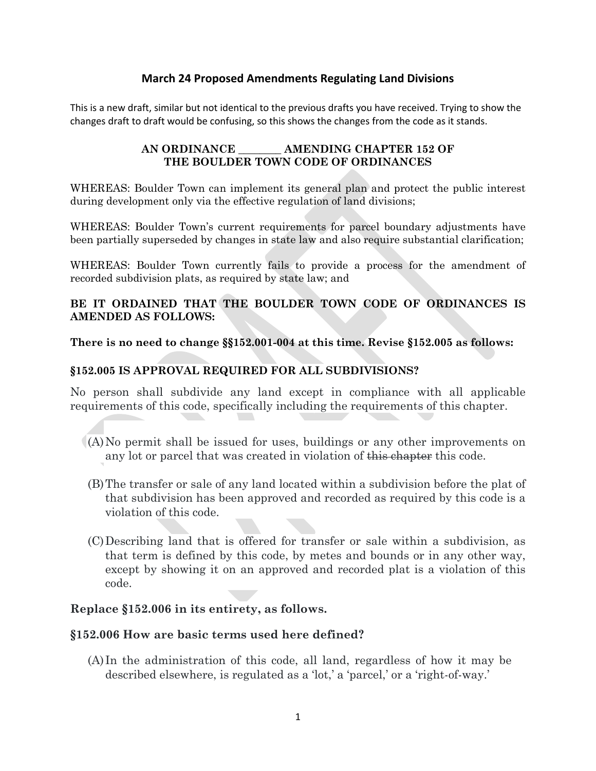## March 24 Proposed Amendments Regulating Land Divisions

This is a new draft, similar but not identical to the previous drafts you have received. Trying to show the changes draft to draft would be confusing, so this shows the changes from the code as it stands.

### AN ORDINANCE ________ AMENDING CHAPTER 152 OF THE BOULDER TOWN CODE OF ORDINANCES

WHEREAS: Boulder Town can implement its general plan and protect the public interest during development only via the effective regulation of land divisions;

WHEREAS: Boulder Town's current requirements for parcel boundary adjustments have been partially superseded by changes in state law and also require substantial clarification;

WHEREAS: Boulder Town currently fails to provide a process for the amendment of recorded subdivision plats, as required by state law; and

**BE IT ORDAINED THAT THE BOULDER TOWN CODE OF ORDINANCES IS AMENDED AS FOLLOWS:**

**There is no need to change §§152.001-004 at this time. Revise §152.005 as follows:**

### §152.005 IS APPROVAL REQUIRED FOR ALL SUBDIVISIONS?

No person shall subdivide any land except in compliance with all applicable requirements of this code, specifically including the requirements of this chapter.

(A) No permit shall be issued for uses, buildings or any other improvements on any lot or parcel that was created in violation of ~~this chapter~~ this code.

(B) The transfer or sale of any land located within a subdivision before the plat of that subdivision has been approved and recorded as required by this code is a violation of this code.

(C) Describing land that is offered for transfer or sale within a subdivision, as that term is defined by this code, by metes and bounds or in any other way, except by showing it on an approved and recorded plat is a violation of this code.

### Replace §152.006 in its entirety, as follows.

### §152.006 How are basic terms used here defined?

(A) In the administration of this code, all land, regardless of how it may be described elsewhere, is regulated as a 'lot,' a 'parcel,' or a 'right-of-way.'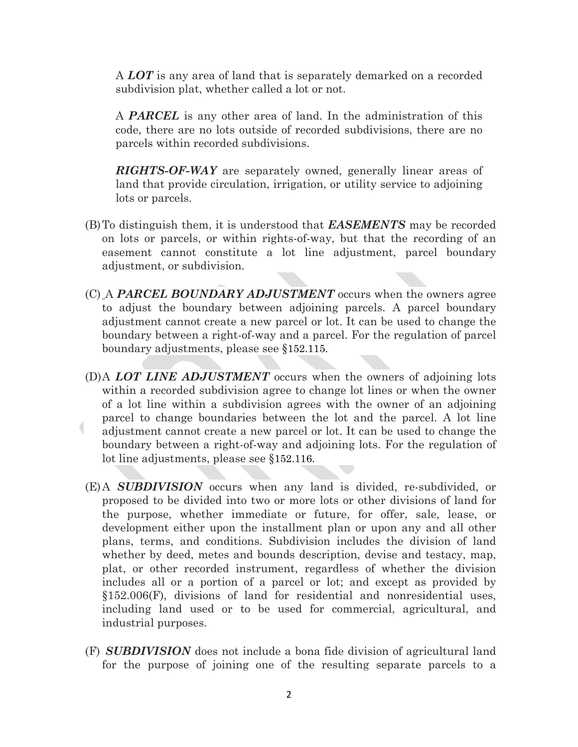A ***LOT*** is any area of land that is separately demarked on a recorded subdivision plat, whether called a lot or not.

A ***PARCEL*** is any other area of land. In the administration of this code, there are no lots outside of recorded subdivisions, there are no parcels within recorded subdivisions.

***RIGHTS-OF-WAY*** are separately owned, generally linear areas of land that provide circulation, irrigation, or utility service to adjoining lots or parcels.

(B) To distinguish them, it is understood that ***EASEMENTS*** may be recorded on lots or parcels, or within rights-of-way, but that the recording of an easement cannot constitute a lot line adjustment, parcel boundary adjustment, or subdivision.

(C) A ***PARCEL BOUNDARY ADJUSTMENT*** occurs when the owners agree to adjust the boundary between adjoining parcels. A parcel boundary adjustment cannot create a new parcel or lot. It can be used to change the boundary between a right-of-way and a parcel. For the regulation of parcel boundary adjustments, please see §152.115.

(D) A ***LOT LINE ADJUSTMENT*** occurs when the owners of adjoining lots within a recorded subdivision agree to change lot lines or when the owner of a lot line within a subdivision agrees with the owner of an adjoining parcel to change boundaries between the lot and the parcel. A lot line adjustment cannot create a new parcel or lot. It can be used to change the boundary between a right-of-way and adjoining lots. For the regulation of lot line adjustments, please see §152.116.

(E) A ***SUBDIVISION*** occurs when any land is divided, re-subdivided, or proposed to be divided into two or more lots or other divisions of land for the purpose, whether immediate or future, for offer, sale, lease, or development either upon the installment plan or upon any and all other plans, terms, and conditions. Subdivision includes the division of land whether by deed, metes and bounds description, devise and testacy, map, plat, or other recorded instrument, regardless of whether the division includes all or a portion of a parcel or lot; and except as provided by §152.006(F), divisions of land for residential and nonresidential uses, including land used or to be used for commercial, agricultural, and industrial purposes.

(F) ***SUBDIVISION*** does not include a bona fide division of agricultural land for the purpose of joining one of the resulting separate parcels to a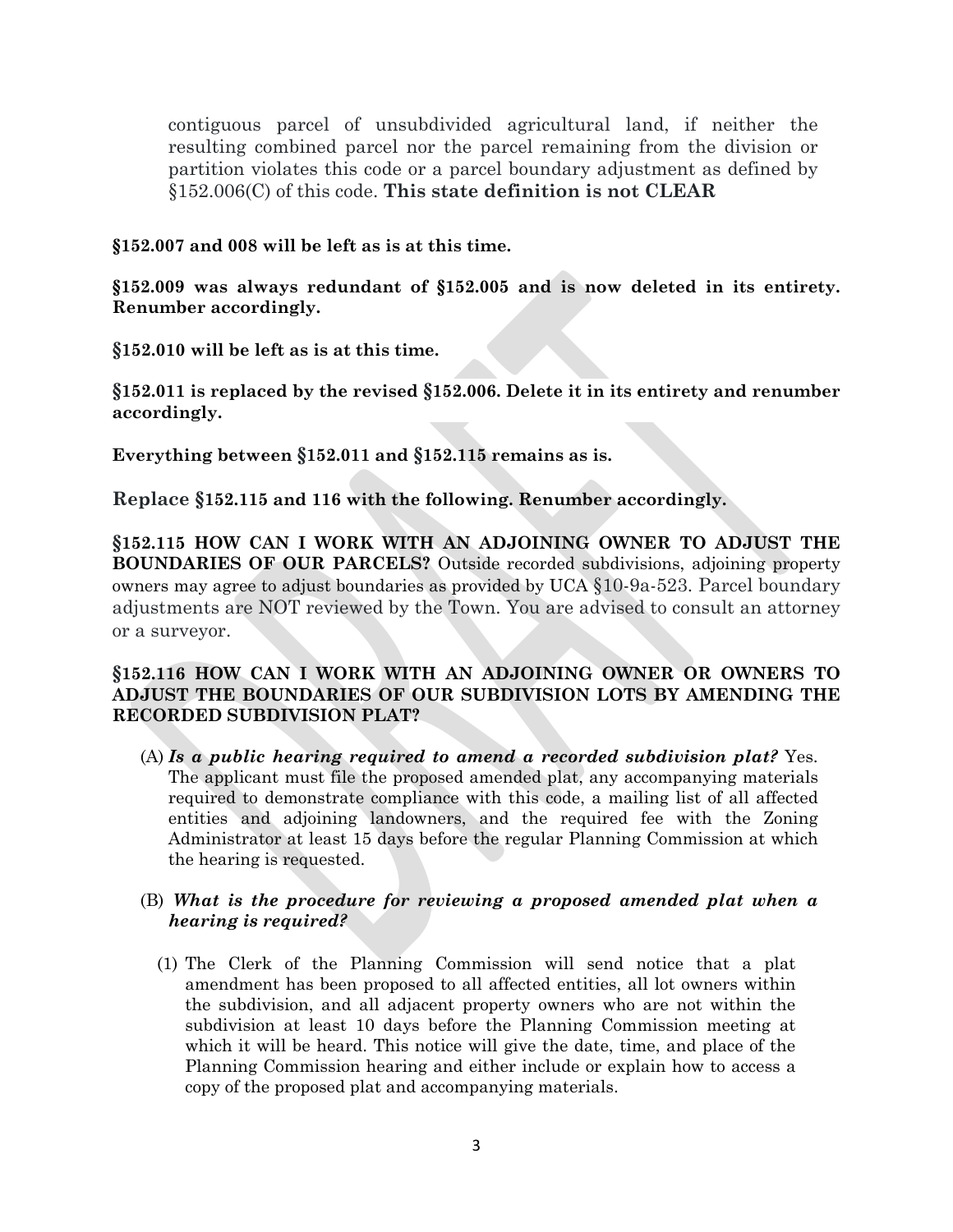contiguous parcel of unsubdivided agricultural land, if neither the resulting combined parcel nor the parcel remaining from the division or partition violates this code or a parcel boundary adjustment as defined by §152.006(C) of this code. **This state definition is not CLEAR**

**§152.007 and 008 will be left as is at this time.**

**§152.009 was always redundant of §152.005 and is now deleted in its entirety. Renumber accordingly.**

**§152.010 will be left as is at this time.**

**§152.011 is replaced by the revised §152.006. Delete it in its entirety and renumber accordingly.**

**Everything between §152.011 and §152.115 remains as is.**

**Replace §152.115 and 116 with the following. Renumber accordingly.**

**§152.115 HOW CAN I WORK WITH AN ADJOINING OWNER TO ADJUST THE BOUNDARIES OF OUR PARCELS?** Outside recorded subdivisions, adjoining property owners may agree to adjust boundaries as provided by UCA §10-9a-523. Parcel boundary adjustments are NOT reviewed by the Town. You are advised to consult an attorney or a surveyor.

**§152.116 HOW CAN I WORK WITH AN ADJOINING OWNER OR OWNERS TO ADJUST THE BOUNDARIES OF OUR SUBDIVISION LOTS BY AMENDING THE RECORDED SUBDIVISION PLAT?**

(A) ***Is a public hearing required to amend a recorded subdivision plat?*** Yes. The applicant must file the proposed amended plat, any accompanying materials required to demonstrate compliance with this code, a mailing list of all affected entities and adjoining landowners, and the required fee with the Zoning Administrator at least 15 days before the regular Planning Commission at which the hearing is requested.

(B) ***What is the procedure for reviewing a proposed amended plat when a hearing is required?***

(1) The Clerk of the Planning Commission will send notice that a plat amendment has been proposed to all affected entities, all lot owners within the subdivision, and all adjacent property owners who are not within the subdivision at least 10 days before the Planning Commission meeting at which it will be heard. This notice will give the date, time, and place of the Planning Commission hearing and either include or explain how to access a copy of the proposed plat and accompanying materials.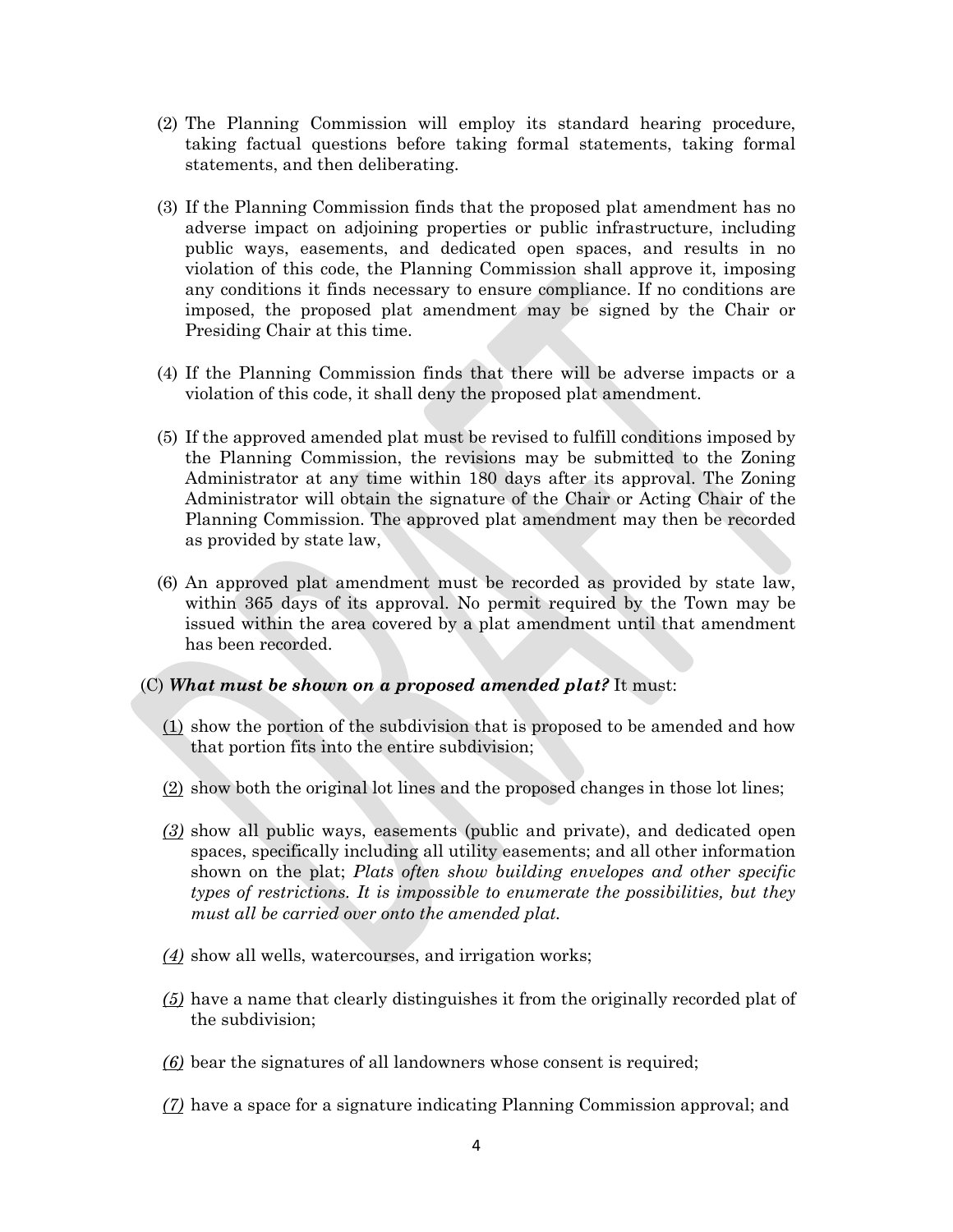(2) The Planning Commission will employ its standard hearing procedure, taking factual questions before taking formal statements, taking formal statements, and then deliberating.

(3) If the Planning Commission finds that the proposed plat amendment has no adverse impact on adjoining properties or public infrastructure, including public ways, easements, and dedicated open spaces, and results in no violation of this code, the Planning Commission shall approve it, imposing any conditions it finds necessary to ensure compliance. If no conditions are imposed, the proposed plat amendment may be signed by the Chair or Presiding Chair at this time.

(4) If the Planning Commission finds that there will be adverse impacts or a violation of this code, it shall deny the proposed plat amendment.

(5) If the approved amended plat must be revised to fulfill conditions imposed by the Planning Commission, the revisions may be submitted to the Zoning Administrator at any time within 180 days after its approval. The Zoning Administrator will obtain the signature of the Chair or Acting Chair of the Planning Commission. The approved plat amendment may then be recorded as provided by state law,

(6) An approved plat amendment must be recorded as provided by state law, within 365 days of its approval. No permit required by the Town may be issued within the area covered by a plat amendment until that amendment has been recorded.

(C) ***What must be shown on a proposed amended plat?*** It must:

<u>(1)</u> show the portion of the subdivision that is proposed to be amended and how that portion fits into the entire subdivision;

<u>(2)</u> show both the original lot lines and the proposed changes in those lot lines;

<u>*(3)*</u> show all public ways, easements (public and private), and dedicated open spaces, specifically including all utility easements; and all other information shown on the plat; *Plats often show building envelopes and other specific types of restrictions. It is impossible to enumerate the possibilities, but they must all be carried over onto the amended plat.*

<u>*(4)*</u> show all wells, watercourses, and irrigation works;

<u>*(5)*</u> have a name that clearly distinguishes it from the originally recorded plat of the subdivision;

<u>*(6)*</u> bear the signatures of all landowners whose consent is required;

<u>*(7)*</u> have a space for a signature indicating Planning Commission approval; and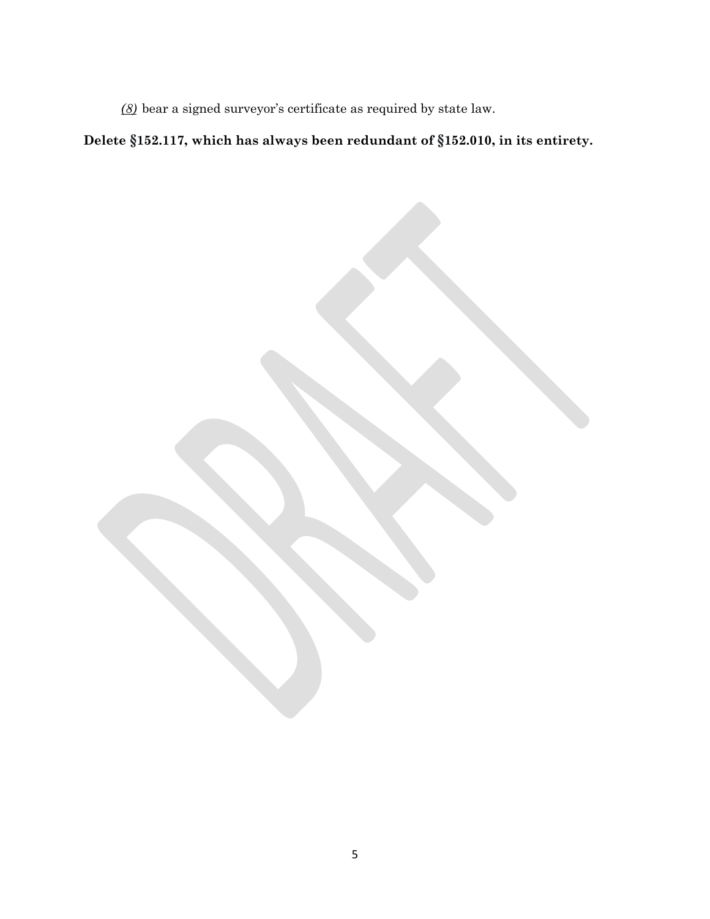*(8)* bear a signed surveyor's certificate as required by state law.

**Delete §152.117, which has always been redundant of §152.010, in its entirety.**